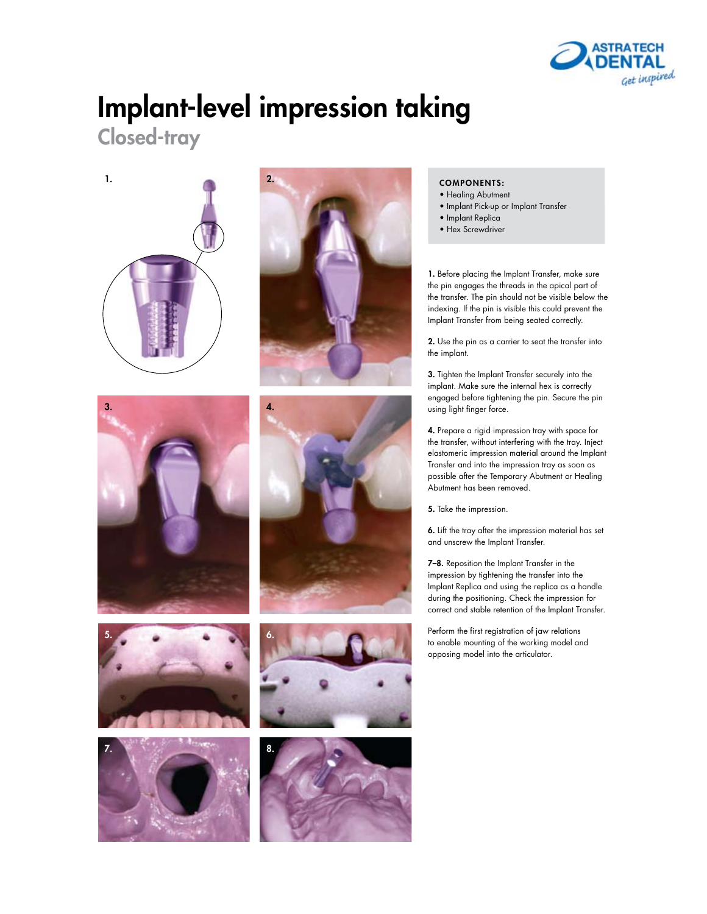# Implant-level impression taking

## Closed-tray

**COMPONENTS:**

- Healing Abutment
- Implant Pick-up or Implant Transfer
- Implant Replica
- Hex Screwdriver

**1.** Before placing the Implant Transfer, make sure the pin engages the threads in the apical part of the transfer. The pin should not be visible below the indexing. If the pin is visible this could prevent the Implant Transfer from being seated correctly.

**2.** Use the pin as a carrier to seat the transfer into the implant.

**3.** Tighten the Implant Transfer securely into the implant. Make sure the internal hex is correctly engaged before tightening the pin. Secure the pin using light finger force.

**4.** Prepare a rigid impression tray with space for the transfer, without interfering with the tray. Inject elastomeric impression material around the Implant Transfer and into the impression tray as soon as possible after the Temporary Abutment or Healing Abutment has been removed.

**5.** Take the impression.

**6.** Lift the tray after the impression material has set and unscrew the Implant Transfer.

**7–8.** Reposition the Implant Transfer in the impression by tightening the transfer into the Implant Replica and using the replica as a handle during the positioning. Check the impression for correct and stable retention of the Implant Transfer.

Perform the first registration of jaw relations to enable mounting of the working model and opposing model into the articulator.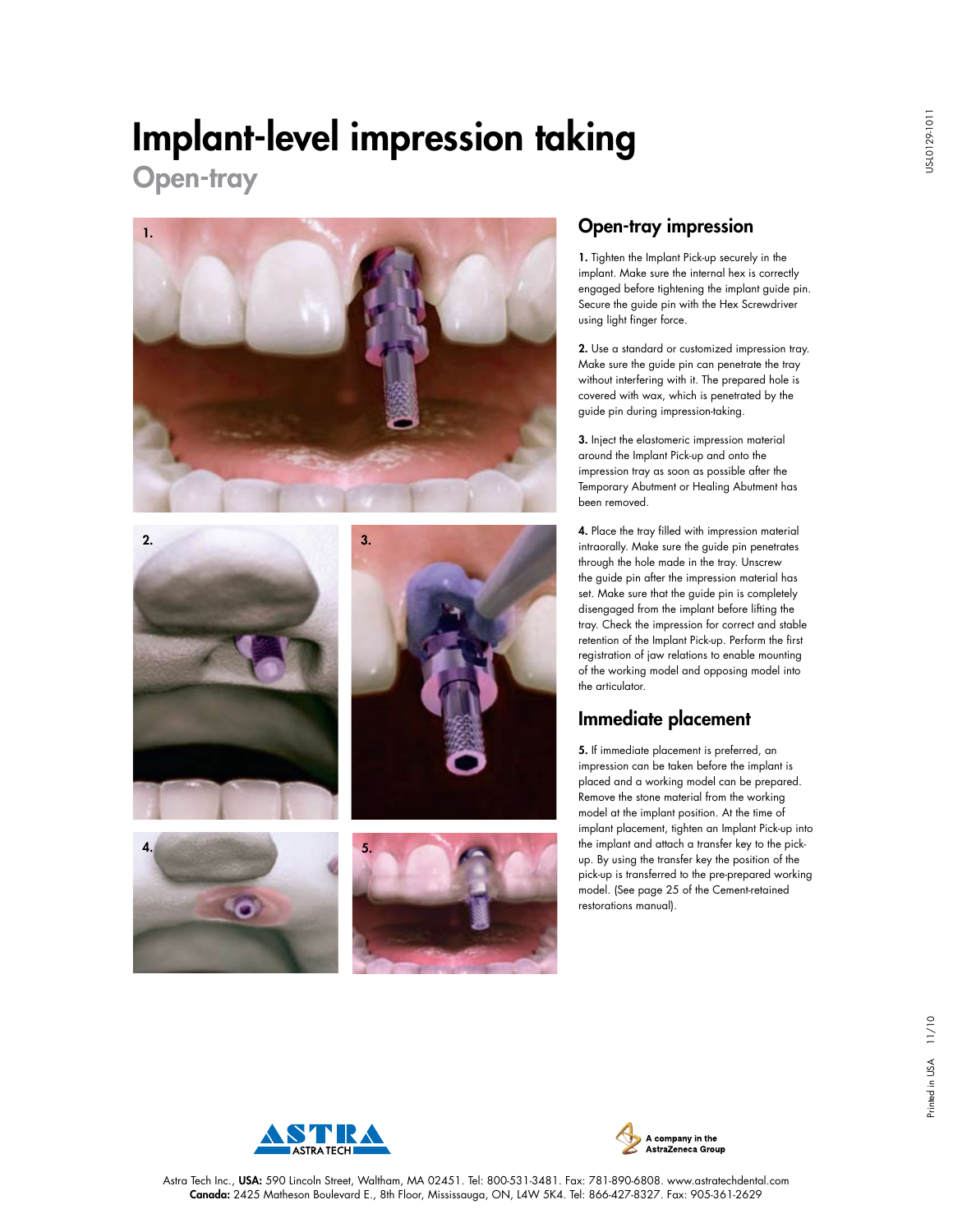# Implant-level impression taking

## Open-tray

## Open-tray impression

**1.** Tighten the Implant Pick-up securely in the implant. Make sure the internal hex is correctly engaged before tightening the implant guide pin. Secure the guide pin with the Hex Screwdriver using light finger force.

**2.** Use a standard or customized impression tray. Make sure the guide pin can penetrate the tray without interfering with it. The prepared hole is covered with wax, which is penetrated by the guide pin during impression-taking.

**3.** Inject the elastomeric impression material around the Implant Pick-up and onto the impression tray as soon as possible after the Temporary Abutment or Healing Abutment has been removed.

**4.** Place the tray filled with impression material intraorally. Make sure the guide pin penetrates through the hole made in the tray. Unscrew the guide pin after the impression material has set. Make sure that the guide pin is completely disengaged from the implant before lifting the tray. Check the impression for correct and stable retention of the Implant Pick-up. Perform the first registration of jaw relations to enable mounting of the working model and opposing model into the articulator.

## Immediate placement

**5.** If immediate placement is preferred, an impression can be taken before the implant is placed and a working model can be prepared. Remove the stone material from the working model at the time of implant placement, tighten an Implant Pick-up into the implant and attach a transfer key to the pick-up. By using the transfer key the position of the pick-up is transferred to the pre-prepared working model. (See page 25 of the Cement-retained restorations manual).

A company in the AstraZeneca Group

Astra Tech Inc., **USA:** 590 Lincoln Street, Waltham, MA 02451. Tel: 800-531-3481. Fax: 781-890-6808. www.astratechdental.com
**Canada:** 2425 Matheson Boulevard E., 8th Floor, Mississauga, ON, L4W 5K4. Tel: 866-427-8327. Fax: 905-361-2629